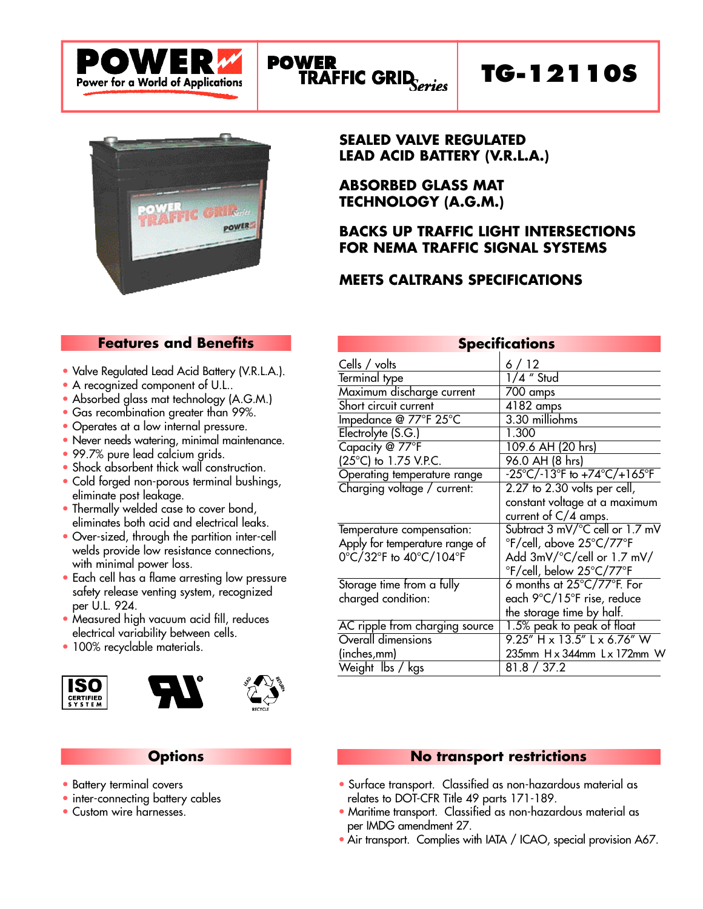# POWER

Power for a World of Applications

## POWER TRAFFIC GRID *Series*

# TG-12110S

**SEALED VALVE REGULATED LEAD ACID BATTERY (V.R.L.A.)**

**ABSORBED GLASS MAT TECHNOLOGY (A.G.M.)**

**BACKS UP TRAFFIC LIGHT INTERSECTIONS FOR NEMA TRAFFIC SIGNAL SYSTEMS**

**MEETS CALTRANS SPECIFICATIONS**

## Features and Benefits

- Valve Regulated Lead Acid Battery (V.R.L.A.).
- A recognized component of U.L..
- Absorbed glass mat technology (A.G.M.)
- Gas recombination greater than 99%.
- Operates at a low internal pressure.
- Never needs watering, minimal maintenance.
- 99.7% pure lead calcium grids.
- Shock absorbent thick wall construction.
- Cold forged non-porous terminal bushings, eliminate post leakage.
- Thermally welded case to cover bond, eliminates both acid and electrical leaks.
- Over-sized, through the partition inter-cell welds provide low resistance connections, with minimal power loss.
- Each cell has a flame arresting low pressure safety release venting system, recognized per U.L. 924.
- Measured high vacuum acid fill, reduces electrical variability between cells.
- 100% recyclable materials.

ISO CERTIFIED SYSTEM

## Specifications

| Specification | Value |
|---|---|
| Cells / volts | 6 / 12 |
| Terminal type | 1/4 " Stud |
| Maximum discharge current | 700 amps |
| Short circuit current | 4182 amps |
| Impedance @ 77°F 25°C | 3.30 milliohms |
| Electrolyte (S.G.) | 1.300 |
| Capacity @ 77°F (25°C) to 1.75 V.P.C. | 109.6 AH (20 hrs) |
| | 96.0 AH (8 hrs) |
| Operating temperature range | -25°C/-13°F to +74°C/+165°F |
| Charging voltage / current: | 2.27 to 2.30 volts per cell, constant voltage at a maximum current of C/4 amps. |
| Temperature compensation: Apply for temperature range of 0°C/32°F to 40°C/104°F | Subtract 3 mV/°C cell or 1.7 mV °F/cell, above 25°C/77°F Add 3mV/°C/cell or 1.7 mV/°F/cell, below 25°C/77°F |
| Storage time from a fully charged condition: | 6 months at 25°C/77°F. For each 9°C/15°F rise, reduce the storage time by half. |
| AC ripple from charging source | 1.5% peak to peak of float |
| Overall dimensions (inches,mm) | 9.25" H x 13.5" L x 6.76" W 235mm H x 344mm L x 172mm W |
| Weight lbs / kgs | 81.8 / 37.2 |

## Options

- Battery terminal covers
- inter-connecting battery cables
- Custom wire harnesses.

## No transport restrictions

- Surface transport. Classified as non-hazardous material as relates to DOT-CFR Title 49 parts 171-189.
- Maritime transport. Classified as non-hazardous material as per IMDG amendment 27.
- Air transport. Complies with IATA / ICAO, special provision A67.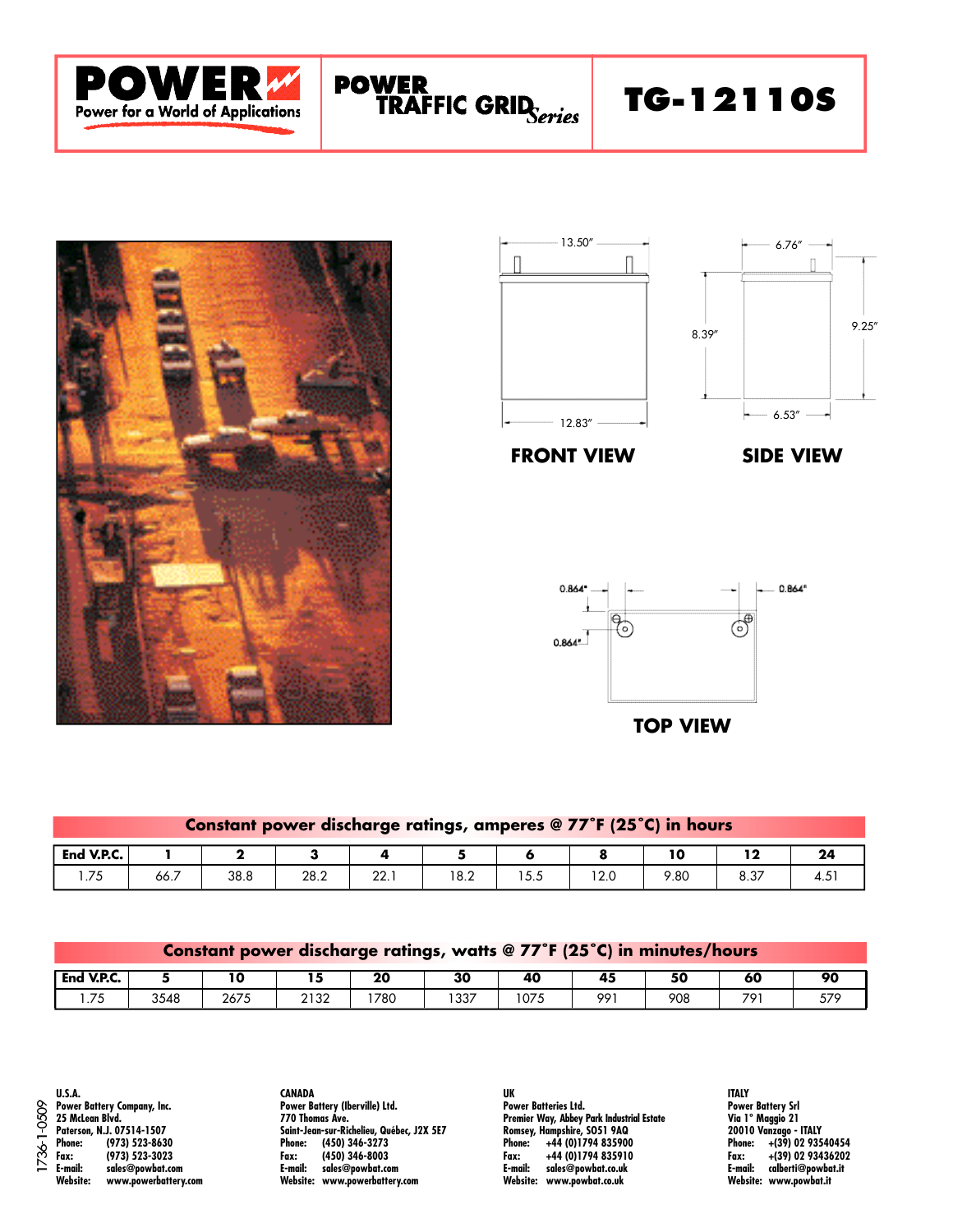# POWER

Power for a World of Applications

## POWER TRAFFIC GRID *Series*

# TG-12110S

13.50″

12.83″

**FRONT VIEW**

6.76″

8.39″

9.25″

6.53″

**SIDE VIEW**

0.864″

0.864″

0.864″

**TOP VIEW**

**Constant power discharge ratings, amperes @ 77˚F (25˚C) in hours**

| End V.P.C. | 1 | 2 | 3 | 4 | 5 | 6 | 8 | 10 | 12 | 24 |
|---|---|---|---|---|---|---|---|---|---|---|
| 1.75 | 66.7 | 38.8 | 28.2 | 22.1 | 18.2 | 15.5 | 12.0 | 9.80 | 8.37 | 4.51 |

**Constant power discharge ratings, watts @ 77˚F (25˚C) in minutes/hours**

| End V.P.C. | 5 | 10 | 15 | 20 | 30 | 40 | 45 | 50 | 60 | 90 |
|---|---|---|---|---|---|---|---|---|---|---|
| 1.75 | 3548 | 2675 | 2132 | 1780 | 1337 | 1075 | 991 | 908 | 791 | 579 |

**U.S.A.**
Power Battery Company, Inc.
25 McLean Blvd.
Paterson, N.J. 07514-1507
Phone: (973) 523-8630
Fax: (973) 523-3023
E-mail: sales@powbat.com
Website: www.powerbattery.com

**CANADA**
Power Battery (Iberville) Ltd.
770 Thomas Ave.
Saint-Jean-sur-Richelieu, Québec, J2X 5E7
Phone: (450) 346-3273
Fax: (450) 346-8003
E-mail: sales@powbat.com
Website: www.powerbattery.com

**UK**
Power Batteries Ltd.
Premier Way, Abbey Park Industrial Estate
Romsey, Hampshire, SO51 9AQ
Phone: +44 (0)1794 835900
Fax: +44 (0)1794 835910
E-mail: sales@powbat.co.uk
Website: www.powbat.co.uk

**ITALY**
Power Battery Srl
Via 1° Maggio 21
20010 Vanzago - ITALY
Phone: +(39) 02 93540454
Fax: +(39) 02 93436202
E-mail: calberti@powbat.it
Website: www.powbat.it

1736-1-0509